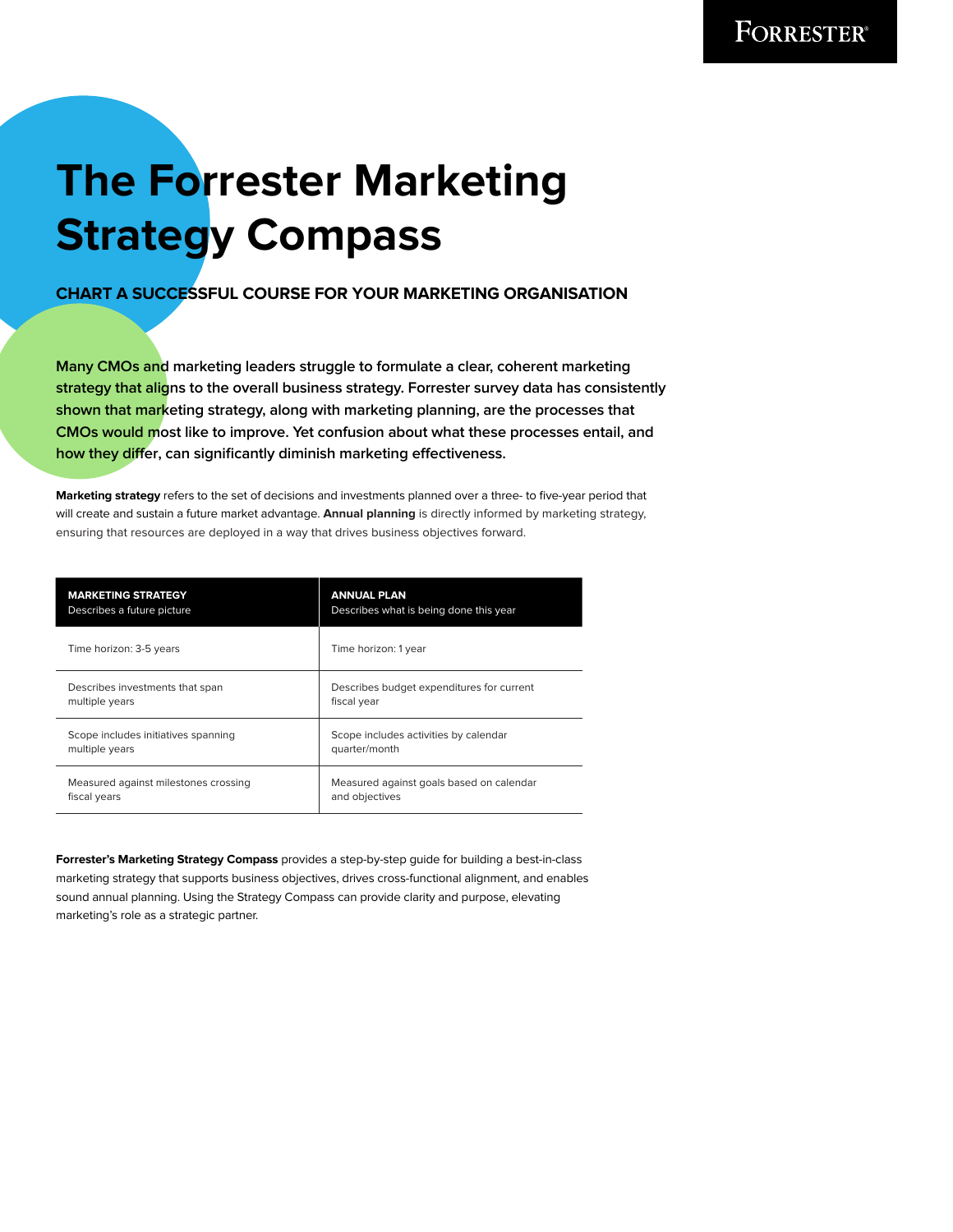# The Forrester Marketing Strategy Compass

## CHART A SUCCESSFUL COURSE FOR YOUR MARKETING ORGANISATION

**Many CMOs and marketing leaders struggle to formulate a clear, coherent marketing strategy that aligns to the overall business strategy. Forrester survey data has consistently shown that marketing strategy, along with marketing planning, are the processes that CMOs would most like to improve. Yet confusion about what these processes entail, and how they differ, can significantly diminish marketing effectiveness.**

**Marketing strategy** refers to the set of decisions and investments planned over a three- to five-year period that will create and sustain a future market advantage. **Annual planning** is directly informed by marketing strategy, ensuring that resources are deployed in a way that drives business objectives forward.

| **MARKETING STRATEGY** Describes a future picture | **ANNUAL PLAN** Describes what is being done this year |
| --- | --- |
| Time horizon: 3-5 years | Time horizon: 1 year |
| Describes investments that span multiple years | Describes budget expenditures for current fiscal year |
| Scope includes initiatives spanning multiple years | Scope includes activities by calendar quarter/month |
| Measured against milestones crossing fiscal years | Measured against goals based on calendar and objectives |

**Forrester's Marketing Strategy Compass** provides a step-by-step guide for building a best-in-class marketing strategy that supports business objectives, drives cross-functional alignment, and enables sound annual planning. Using the Strategy Compass can provide clarity and purpose, elevating marketing's role as a strategic partner.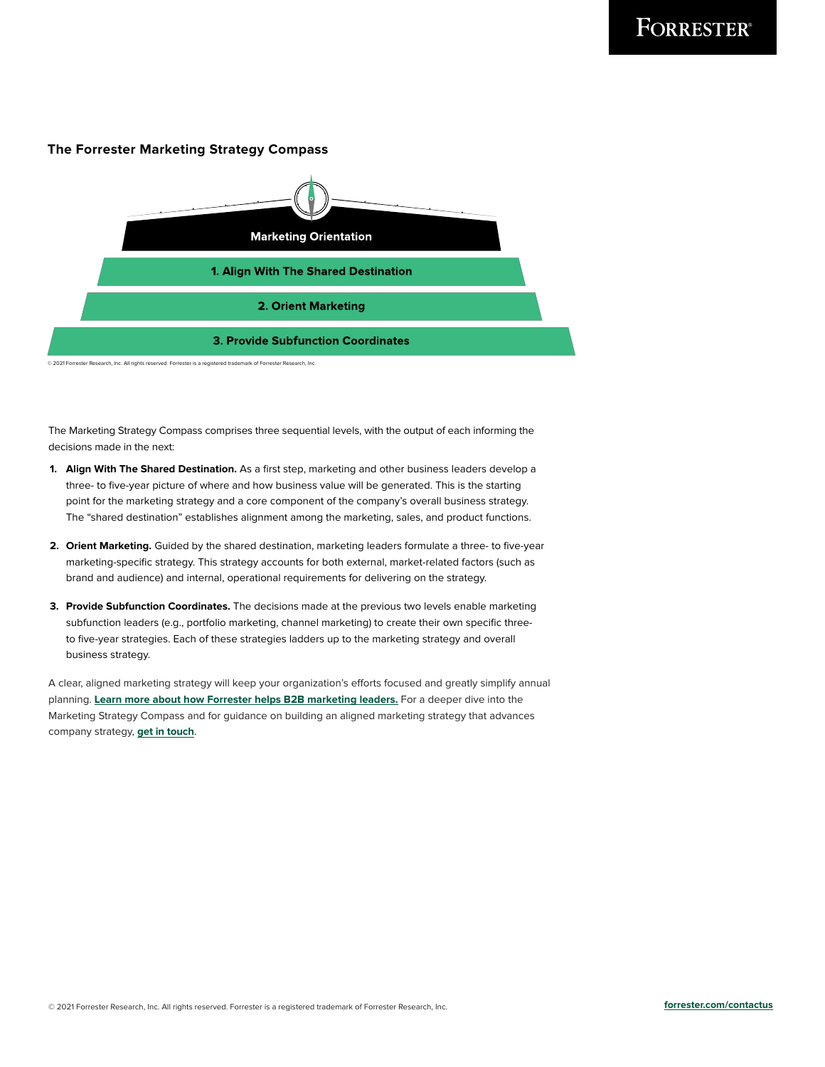### The Forrester Marketing Strategy Compass

Marketing Orientation

1. Align With The Shared Destination

2. Orient Marketing

3. Provide Subfunction Coordinates

© 2021 Forrester Research, Inc. All rights reserved. Forrester is a registered trademark of Forrester Research, Inc.

The Marketing Strategy Compass comprises three sequential levels, with the output of each informing the decisions made in the next:

1. **Align With The Shared Destination.** As a first step, marketing and other business leaders develop a three- to five-year picture of where and how business value will be generated. This is the starting point for the marketing strategy and a core component of the company's overall business strategy. The "shared destination" establishes alignment among the marketing, sales, and product functions.

2. **Orient Marketing.** Guided by the shared destination, marketing leaders formulate a three- to five-year marketing-specific strategy. This strategy accounts for both external, market-related factors (such as brand and audience) and internal, operational requirements for delivering on the strategy.

3. **Provide Subfunction Coordinates.** The decisions made at the previous two levels enable marketing subfunction leaders (e.g., portfolio marketing, channel marketing) to create their own specific three- to five-year strategies. Each of these strategies ladders up to the marketing strategy and overall business strategy.

A clear, aligned marketing strategy will keep your organization's efforts focused and greatly simplify annual planning. **Learn more about how Forrester helps B2B marketing leaders.** For a deeper dive into the Marketing Strategy Compass and for guidance on building an aligned marketing strategy that advances company strategy, **get in touch**.